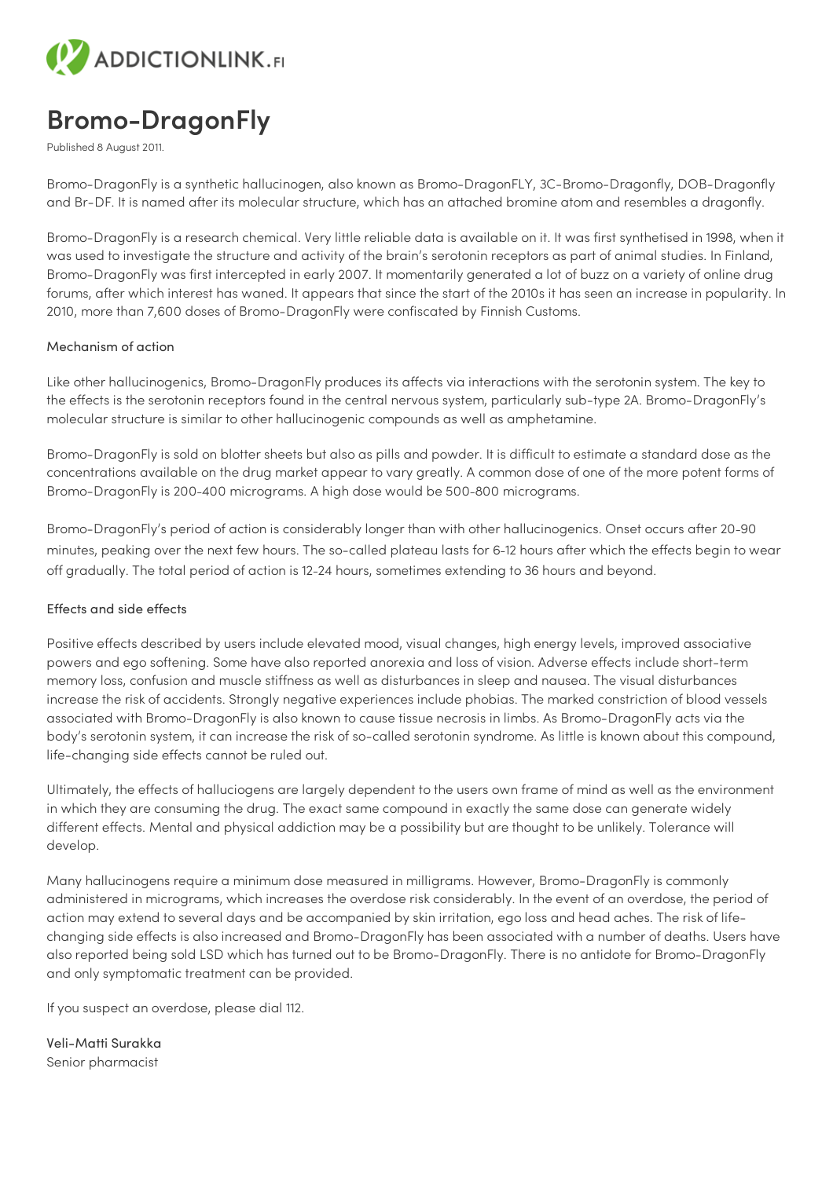ADDICTIONLINK.FI

# Bromo-DragonFly

Published 8 August 2011.

Bromo-DragonFly is a synthetic hallucinogen, also known as Bromo-DragonFLY, 3C-Bromo-Dragonfly, DOB-Dragonfly and Br-DF. It is named after its molecular structure, which has an attached bromine atom and resembles a dragonfly.

Bromo-DragonFly is a research chemical. Very little reliable data is available on it. It was first synthetised in 1998, when it was used to investigate the structure and activity of the brain's serotonin receptors as part of animal studies. In Finland, Bromo-DragonFly was first intercepted in early 2007. It momentarily generated a lot of buzz on a variety of online drug forums, after which interest has waned. It appears that since the start of the 2010s it has seen an increase in popularity. In 2010, more than 7,600 doses of Bromo-DragonFly were confiscated by Finnish Customs.

## Mechanism of action

Like other hallucinogenics, Bromo-DragonFly produces its affects via interactions with the serotonin system. The key to the effects is the serotonin receptors found in the central nervous system, particularly sub-type 2A. Bromo-DragonFly's molecular structure is similar to other hallucinogenic compounds as well as amphetamine.

Bromo-DragonFly is sold on blotter sheets but also as pills and powder. It is difficult to estimate a standard dose as the concentrations available on the drug market appear to vary greatly. A common dose of one of the more potent forms of Bromo-DragonFly is 200-400 micrograms. A high dose would be 500-800 micrograms.

Bromo-DragonFly's period of action is considerably longer than with other hallucinogenics. Onset occurs after 20-90 minutes, peaking over the next few hours. The so-called plateau lasts for 6-12 hours after which the effects begin to wear off gradually. The total period of action is 12-24 hours, sometimes extending to 36 hours and beyond.

## Effects and side effects

Positive effects described by users include elevated mood, visual changes, high energy levels, improved associative powers and ego softening. Some have also reported anorexia and loss of vision. Adverse effects include short-term memory loss, confusion and muscle stiffness as well as disturbances in sleep and nausea. The visual disturbances increase the risk of accidents. Strongly negative experiences include phobias. The marked constriction of blood vessels associated with Bromo-DragonFly is also known to cause tissue necrosis in limbs. As Bromo-DragonFly acts via the body's serotonin system, it can increase the risk of so-called serotonin syndrome. As little is known about this compound, life-changing side effects cannot be ruled out.

Ultimately, the effects of halluciogens are largely dependent to the users own frame of mind as well as the environment in which they are consuming the drug. The exact same compound in exactly the same dose can generate widely different effects. Mental and physical addiction may be a possibility but are thought to be unlikely. Tolerance will develop.

Many hallucinogens require a minimum dose measured in milligrams. However, Bromo-DragonFly is commonly administered in micrograms, which increases the overdose risk considerably. In the event of an overdose, the period of action may extend to several days and be accompanied by skin irritation, ego loss and head aches. The risk of life-changing side effects is also increased and Bromo-DragonFly has been associated with a number of deaths. Users have also reported being sold LSD which has turned out to be Bromo-DragonFly. There is no antidote for Bromo-DragonFly and only symptomatic treatment can be provided.

If you suspect an overdose, please dial 112.

Veli-Matti Surakka
Senior pharmacist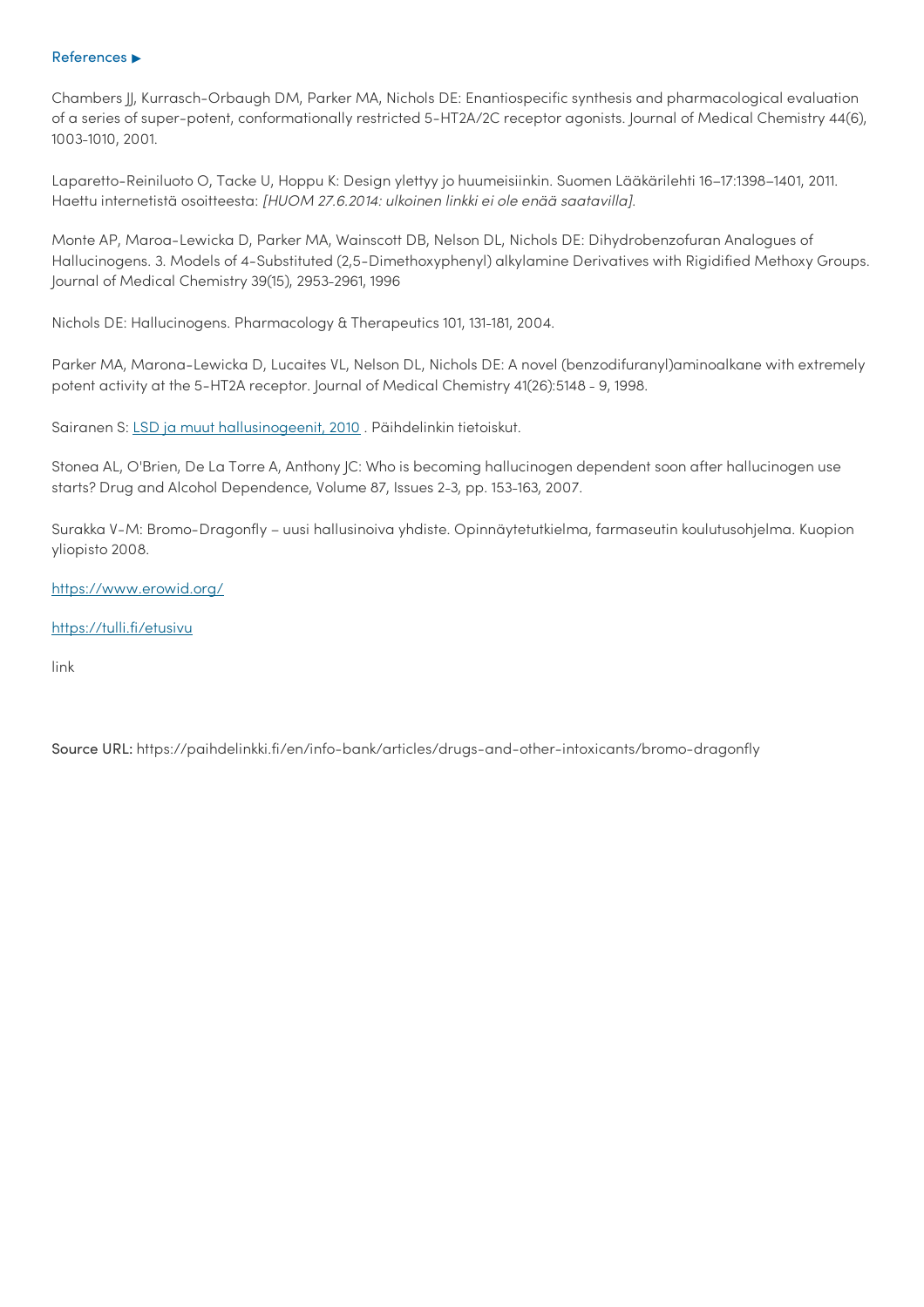References ▶

Chambers JJ, Kurrasch-Orbaugh DM, Parker MA, Nichols DE: Enantiospecific synthesis and pharmacological evaluation of a series of super-potent, conformationally restricted 5-HT2A/2C receptor agonists. Journal of Medical Chemistry 44(6), 1003-1010, 2001.

Laparetto-Reiniluoto O, Tacke U, Hoppu K: Design ylettyy jo huumeisiinkin. Suomen Lääkärilehti 16–17:1398–1401, 2011. Haettu internetistä osoitteesta: *[HUOM 27.6.2014: ulkoinen linkki ei ole enää saatavilla].*

Monte AP, Maroa-Lewicka D, Parker MA, Wainscott DB, Nelson DL, Nichols DE: Dihydrobenzofuran Analogues of Hallucinogens. 3. Models of 4-Substituted (2,5-Dimethoxyphenyl) alkylamine Derivatives with Rigidified Methoxy Groups. Journal of Medical Chemistry 39(15), 2953-2961, 1996

Nichols DE: Hallucinogens. Pharmacology & Therapeutics 101, 131-181, 2004.

Parker MA, Marona-Lewicka D, Lucaites VL, Nelson DL, Nichols DE: A novel (benzodifuranyl)aminoalkane with extremely potent activity at the 5-HT2A receptor. Journal of Medical Chemistry 41(26):5148 - 9, 1998.

Sairanen S: LSD ja muut hallusinogeenit, 2010 . Päihdelinkin tietoiskut.

Stonea AL, O'Brien, De La Torre A, Anthony JC: Who is becoming hallucinogen dependent soon after hallucinogen use starts? Drug and Alcohol Dependence, Volume 87, Issues 2-3, pp. 153-163, 2007.

Surakka V-M: Bromo-Dragonfly – uusi hallusinoiva yhdiste. Opinnäytetutkielma, farmaseutin koulutusohjelma. Kuopion yliopisto 2008.

https://www.erowid.org/

https://tulli.fi/etusivu

link

**Source URL:** https://paihdelinkki.fi/en/info-bank/articles/drugs-and-other-intoxicants/bromo-dragonfly